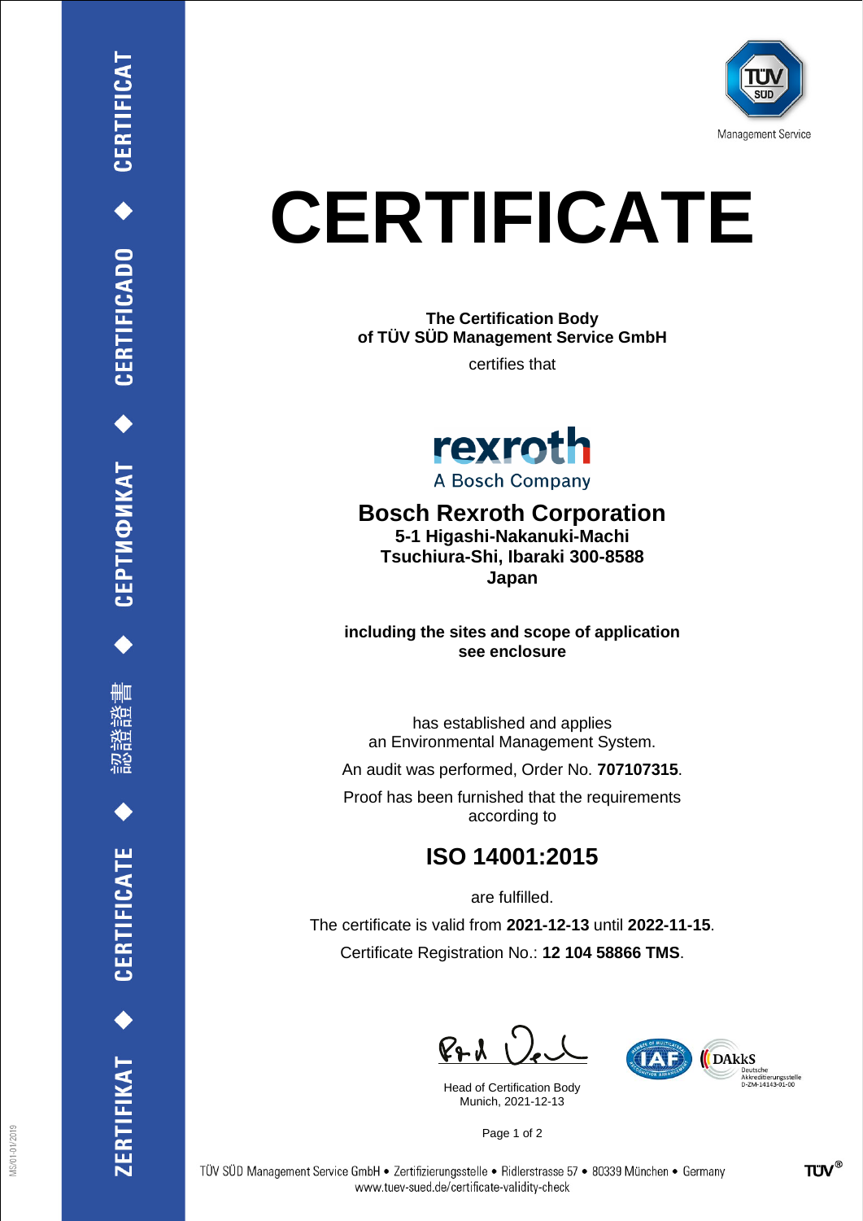TÜV SÜD Management Service

# CERTIFICATE

**The Certification Body**
**of TÜV SÜD Management Service GmbH**

certifies that

rexroth
A Bosch Company

## Bosch Rexroth Corporation

**5-1 Higashi-Nakanuki-Machi**
**Tsuchiura-Shi, Ibaraki 300-8588**
**Japan**

**including the sites and scope of application**
**see enclosure**

has established and applies
an Environmental Management System.

An audit was performed, Order No. **707107315**.

Proof has been furnished that the requirements
according to

## ISO 14001:2015

are fulfilled.

The certificate is valid from **2021-12-13** until **2022-11-15**.

Certificate Registration No.: **12 104 58866 TMS**.

Head of Certification Body
Munich, 2021-12-13

DAkkS Deutsche Akkreditierungsstelle D-ZM-14143-01-00

TÜV SÜD Management Service GmbH • Zertifizierungsstelle • Ridlerstrasse 57 • 80339 München • Germany
www.tuev-sued.de/certificate-validity-check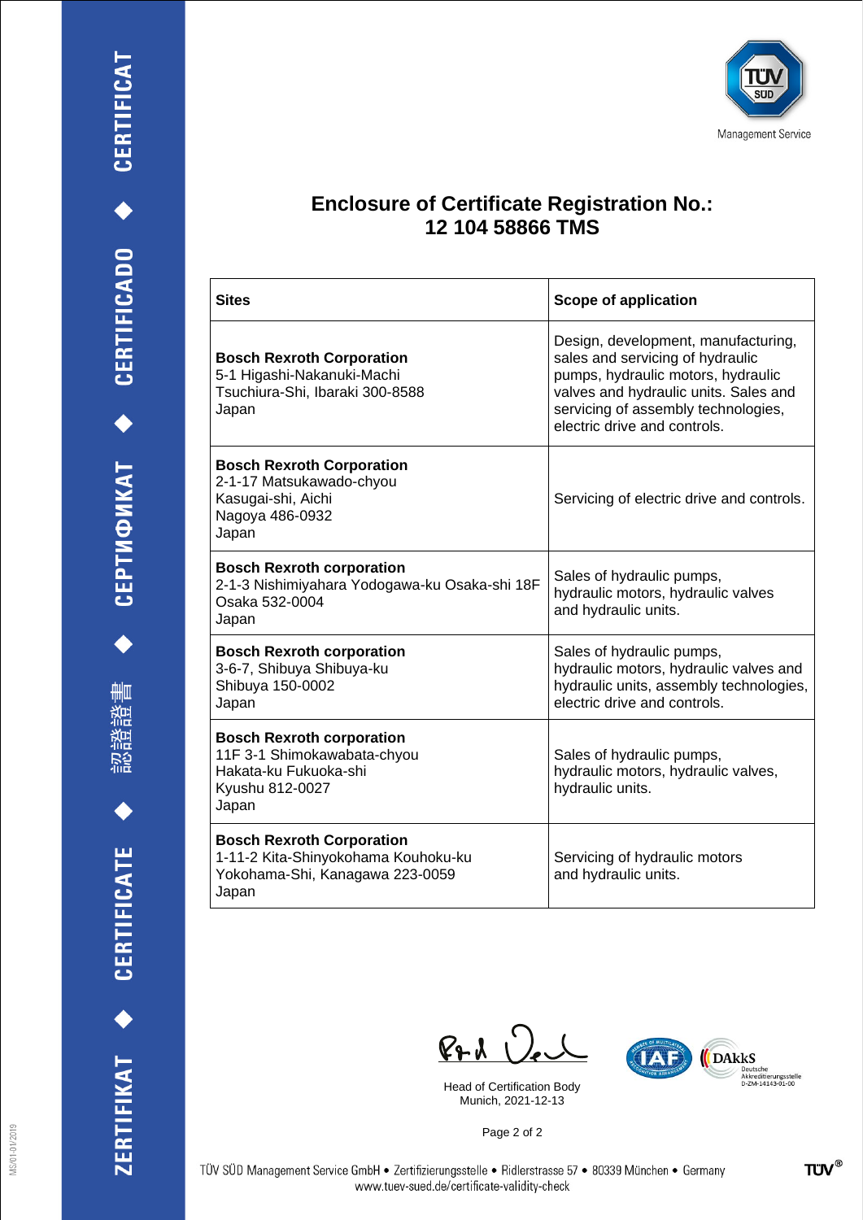Management Service

# Enclosure of Certificate Registration No.: 12 104 58866 TMS

| Sites | Scope of application |
|---|---|
| **Bosch Rexroth Corporation**<br>5-1 Higashi-Nakanuki-Machi<br>Tsuchiura-Shi, Ibaraki 300-8588<br>Japan | Design, development, manufacturing, sales and servicing of hydraulic pumps, hydraulic motors, hydraulic valves and hydraulic units. Sales and servicing of assembly technologies, electric drive and controls. |
| **Bosch Rexroth Corporation**<br>2-1-17 Matsukawado-chyou<br>Kasugai-shi, Aichi<br>Nagoya 486-0932<br>Japan | Servicing of electric drive and controls. |
| **Bosch Rexroth corporation**<br>2-1-3 Nishimiyahara Yodogawa-ku Osaka-shi 18F<br>Osaka 532-0004<br>Japan | Sales of hydraulic pumps, hydraulic motors, hydraulic valves and hydraulic units. |
| **Bosch Rexroth corporation**<br>3-6-7, Shibuya Shibuya-ku<br>Shibuya 150-0002<br>Japan | Sales of hydraulic pumps, hydraulic motors, hydraulic valves and hydraulic units, assembly technologies, electric drive and controls. |
| **Bosch Rexroth corporation**<br>11F 3-1 Shimokawabata-chyou<br>Hakata-ku Fukuoka-shi<br>Kyushu 812-0027<br>Japan | Sales of hydraulic pumps, hydraulic motors, hydraulic valves, hydraulic units. |
| **Bosch Rexroth Corporation**<br>1-11-2 Kita-Shinyokohama Kouhoku-ku<br>Yokohama-Shi, Kanagawa 223-0059<br>Japan | Servicing of hydraulic motors and hydraulic units. |

Head of Certification Body
Munich, 2021-12-13

DAkkS Deutsche Akkreditierungsstelle D-ZM-14143-01-00

TÜV SÜD Management Service GmbH • Zertifizierungsstelle • Ridlerstrasse 57 • 80339 München • Germany
www.tuev-sued.de/certificate-validity-check